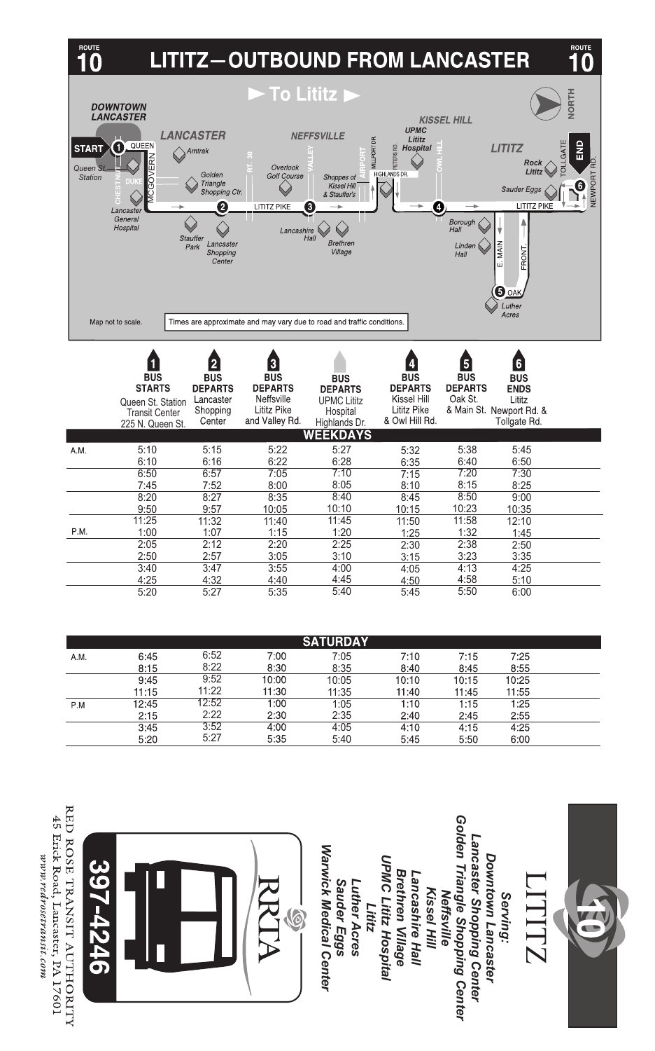# ROUTE 10 LITITZ—OUTBOUND FROM LANCASTER

► To Lititz ►

DOWNTOWN LANCASTER — START 1 QUEEN — Queen St. Station — CHESTNUT — DUKE — MCGOVERN — Lancaster General Hospital — LANCASTER — Amtrak — Golden Triangle Shopping Ctr. — Stauffer Park — Lancaster Shopping Center — 2 — RT. 30 — LITITZ PIKE — Overlook Golf Course — NEFFSVILLE — VALLEY — 3 — Lancashire Hall — Brethren Village — Shoppes of Kissel Hill & Stauffer's — AIRPORT — MILLPORT DR. — PETERS RD. — HIGHLANDS DR. — UPMC Lititz Hospital — KISSEL HILL — OWL HILL — 4 — Borough Hall — Linden Hall — E. MAIN — FRONT — 5 OAK — Luther Acres — LITITZ — Rock Lititz — Sauder Eggs — LITITZ PIKE — 6 — TOLLGATE — NEWPORT RD. — END

NORTH

Map not to scale.

Times are approximate and may vary due to road and traffic conditions.

## WEEKDAYS

| | 1 BUS STARTS Queen St. Station Transit Center 225 N. Queen St. | 2 BUS DEPARTS Lancaster Shopping Center | 3 BUS DEPARTS Neffsville Lititz Pike and Valley Rd. | BUS DEPARTS UPMC Lititz Hospital Highlands Dr. | 4 BUS DEPARTS Kissel Hill Lititz Pike & Owl Hill Rd. | 5 BUS DEPARTS Oak St. & Main St. | 6 BUS ENDS Lititz Newport Rd. & Tollgate Rd. |
|---|---|---|---|---|---|---|---|
| A.M. | 5:10 | 5:15 | 5:22 | 5:27 | 5:32 | 5:38 | 5:45 |
| | 6:10 | 6:16 | 6:22 | 6:28 | 6:35 | 6:40 | 6:50 |
| | 6:50 | 6:57 | 7:05 | 7:10 | 7:15 | 7:20 | 7:30 |
| | 7:45 | 7:52 | 8:00 | 8:05 | 8:10 | 8:15 | 8:25 |
| | 8:20 | 8:27 | 8:35 | 8:40 | 8:45 | 8:50 | 9:00 |
| | 9:50 | 9:57 | 10:05 | 10:10 | 10:15 | 10:23 | 10:35 |
| | 11:25 | 11:32 | 11:40 | 11:45 | 11:50 | 11:58 | 12:10 |
| P.M. | 1:00 | 1:07 | 1:15 | 1:20 | 1:25 | 1:32 | 1:45 |
| | 2:05 | 2:12 | 2:20 | 2:25 | 2:30 | 2:38 | 2:50 |
| | 2:50 | 2:57 | 3:05 | 3:10 | 3:15 | 3:23 | 3:35 |
| | 3:40 | 3:47 | 3:55 | 4:00 | 4:05 | 4:13 | 4:25 |
| | 4:25 | 4:32 | 4:40 | 4:45 | 4:50 | 4:58 | 5:10 |
| | 5:20 | 5:27 | 5:35 | 5:40 | 5:45 | 5:50 | 6:00 |

## SATURDAY

| | 1 | 2 | 3 | UPMC | 4 | 5 | 6 |
|---|---|---|---|---|---|---|---|
| A.M. | 6:45 | 6:52 | 7:00 | 7:05 | 7:10 | 7:15 | 7:25 |
| | 8:15 | 8:22 | 8:30 | 8:35 | 8:40 | 8:45 | 8:55 |
| | 9:45 | 9:52 | 10:00 | 10:05 | 10:10 | 10:15 | 10:25 |
| | 11:15 | 11:22 | 11:30 | 11:35 | 11:40 | 11:45 | 11:55 |
| P.M | 12:45 | 12:52 | 1:00 | 1:05 | 1:10 | 1:15 | 1:25 |
| | 2:15 | 2:22 | 2:30 | 2:35 | 2:40 | 2:45 | 2:55 |
| | 3:45 | 3:52 | 4:00 | 4:05 | 4:10 | 4:15 | 4:25 |
| | 5:20 | 5:27 | 5:35 | 5:40 | 5:45 | 5:50 | 6:00 |

# 10 LITITZ

**Serving:**

- Downtown Lancaster
- Lancaster Shopping Center
- Golden Triangle Shopping Center
- Neffsville
- Kissel Hill
- Lancashire Hall
- Brethren Village
- UPMC Lititz Hospital
- Lititz
- Luther Acres
- Sauder Eggs
- Warwick Medical Center

RRTA

397-4246

RED ROSE TRANSIT AUTHORITY
45 Erick Road, Lancaster, PA 17601
www.redrosetransit.com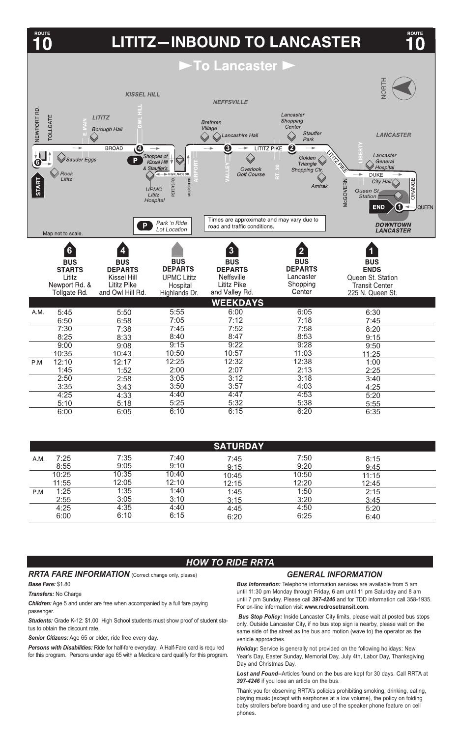# ROUTE 10 LITITZ—INBOUND TO LANCASTER

►To Lancaster ►

KISSEL HILL
NEFFSVILLE
NEWPORT RD.
TOLLGATE
LITITZ
E. MAIN
Borough Hall
OWL HILL
Brethren Village
Lancashire Hall
Lancaster Shopping Center
Stauffer Park
LANCASTER
NORTH
BROAD
LITITZ PIKE
LIBERTY
Sauder Eggs
Shoppes of Kissel Hill & Stauffer's
AIRPORT
VALLEY
Overlook Golf Course
RT. 30
Golden Triangle Shopping Ctr.
Lancaster General Hospital
DUKE
Rock Lititz
START
HIGHLANDS DR.
PETERS RD.
MILLPORT DR.
UPMC Lititz Hospital
Amtrak
McGOVERN
City Hall
Queen St. Station
ORANGE
END
QUEEN
DOWNTOWN LANCASTER
Map not to scale.
Park 'n Ride Lot Location
Times are approximate and may vary due to road and traffic conditions.

## WEEKDAYS

| | 6 BUS STARTS Lititz Newport Rd. & Tollgate Rd. | 4 BUS DEPARTS Kissel Hill Lititz Pike and Owl Hill Rd. | BUS DEPARTS UPMC Lititz Hospital Highlands Dr. | 3 BUS DEPARTS Neffsville Lititz Pike and Valley Rd. | 2 BUS DEPARTS Lancaster Shopping Center | 1 BUS ENDS Queen St. Station Transit Center 225 N. Queen St. |
|---|---|---|---|---|---|---|
| A.M. | 5:45 | 5:50 | 5:55 | 6:00 | 6:05 | 6:30 |
| | 6:50 | 6:58 | 7:05 | 7:12 | 7:18 | 7:45 |
| | 7:30 | 7:38 | 7:45 | 7:52 | 7:58 | 8:20 |
| | 8:25 | 8:33 | 8:40 | 8:47 | 8:53 | 9:15 |
| | 9:00 | 9:08 | 9:15 | 9:22 | 9:28 | 9:50 |
| | 10:35 | 10:43 | 10:50 | 10:57 | 11:03 | 11:25 |
| P.M | 12:10 | 12:17 | 12:25 | 12:32 | 12:38 | 1:00 |
| | 1:45 | 1:52 | 2:00 | 2:07 | 2:13 | 2:25 |
| | 2:50 | 2:58 | 3:05 | 3:12 | 3:18 | 3:40 |
| | 3:35 | 3:43 | 3:50 | 3:57 | 4:03 | 4:25 |
| | 4:25 | 4:33 | 4:40 | 4:47 | 4:53 | 5:20 |
| | 5:10 | 5:18 | 5:25 | 5:32 | 5:38 | 5:55 |
| | 6:00 | 6:05 | 6:10 | 6:15 | 6:20 | 6:35 |

## SATURDAY

| | | | | | | |
|---|---|---|---|---|---|---|
| A.M. | 7:25 | 7:35 | 7:40 | 7:45 | 7:50 | 8:15 |
| | 8:55 | 9:05 | 9:10 | 9:15 | 9:20 | 9:45 |
| | 10:25 | 10:35 | 10:40 | 10:45 | 10:50 | 11:15 |
| | 11:55 | 12:05 | 12:10 | 12:15 | 12:20 | 12:45 |
| P.M | 1:25 | 1:35 | 1:40 | 1:45 | 1:50 | 2:15 |
| | 2:55 | 3:05 | 3:10 | 3:15 | 3:20 | 3:45 |
| | 4:25 | 4:35 | 4:40 | 4:45 | 4:50 | 5:20 |
| | 6:00 | 6:10 | 6:15 | 6:20 | 6:25 | 6:40 |

## HOW TO RIDE RRTA

### RRTA FARE INFORMATION (Correct change only, please)

***Base Fare:*** $1.80

***Transfers:*** No Charge

***Children:*** Age 5 and under are free when accompanied by a full fare paying passenger.

***Students:*** Grade K-12: $1.00 High School students must show proof of student status to obtain the discount rate.

***Senior Citizens:*** Age 65 or older, ride free every day.

***Persons with Disabilities:*** Ride for half-fare everyday. A Half-Fare card is required for this program. Persons under age 65 with a Medicare card qualify for this program.

### GENERAL INFORMATION

***Bus Information:*** Telephone information services are available from 5 am until 11:30 pm Monday through Friday, 6 am until 11 pm Saturday and 8 am until 7 pm Sunday. Please call ***397-4246*** and for TDD information call 358-1935. For on-line information visit **www.redrosetransit.com**.

***Bus Stop Policy:*** Inside Lancaster City limits, please wait at posted bus stops only. Outside Lancaster City, if no bus stop sign is nearby, please wait on the same side of the street as the bus and motion (wave to) the operator as the vehicle approaches.

***Holiday:*** Service is generally not provided on the following holidays: New Year's Day, Easter Sunday, Memorial Day, July 4th, Labor Day, Thanksgiving Day and Christmas Day.

***Lost and Found***–Articles found on the bus are kept for 30 days. Call RRTA at ***397-4246*** if you lose an article on the bus.

Thank you for observing RRTA's policies prohibiting smoking, drinking, eating, playing music (except with earphones at a low volume), the policy on folding baby strollers before boarding and use of the speaker phone feature on cell phones.